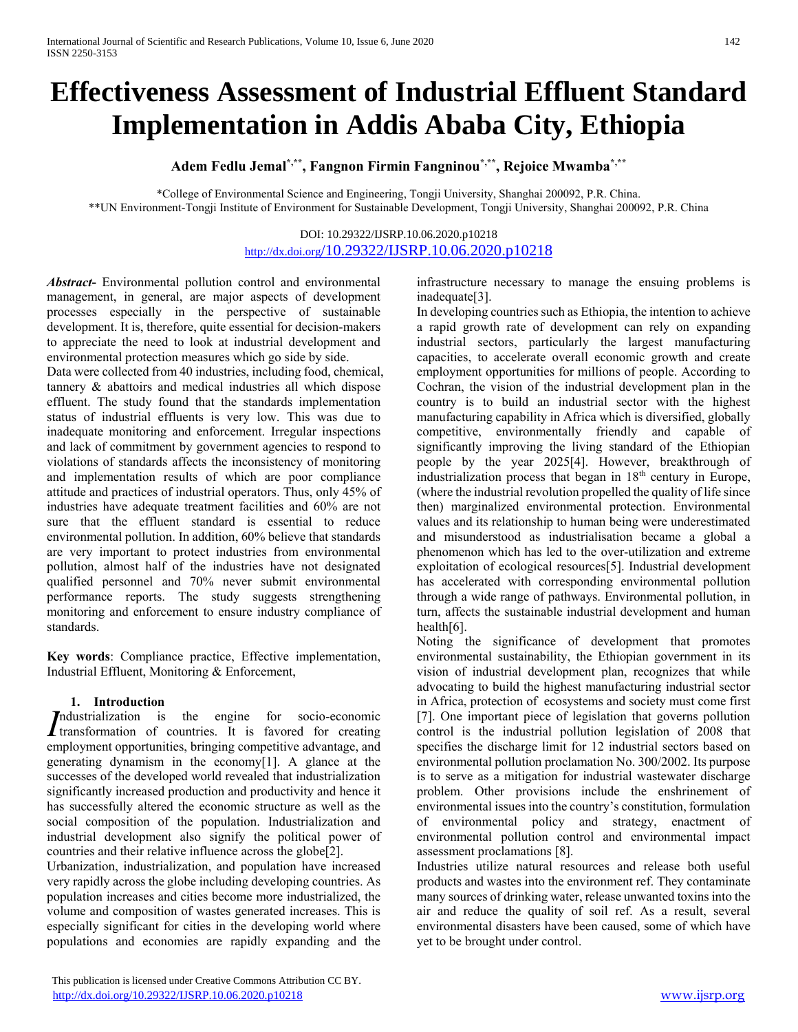# Effectiveness Assessment of Industrial Effluent Standard Implementation in Addis Ababa City, Ethiopia

**Adem Fedlu Jemal[*,**], Fangnon Firmin Fangninou[*,**], Rejoice Mwamba[*,**]**

*College of Environmental Science and Engineering, Tongji University, Shanghai 200092, P.R. China.
**UN Environment-Tongji Institute of Environment for Sustainable Development, Tongji University, Shanghai 200092, P.R. China

DOI: 10.29322/IJSRP.10.06.2020.p10218
http://dx.doi.org/10.29322/IJSRP.10.06.2020.p10218

***Abstract-*** Environmental pollution control and environmental management, in general, are major aspects of development processes especially in the perspective of sustainable development. It is, therefore, quite essential for decision-makers to appreciate the need to look at industrial development and environmental protection measures which go side by side.

Data were collected from 40 industries, including food, chemical, tannery & abattoirs and medical industries all which dispose effluent. The study found that the standards implementation status of industrial effluents is very low. This was due to inadequate monitoring and enforcement. Irregular inspections and lack of commitment by government agencies to respond to violations of standards affects the inconsistency of monitoring and implementation results of which are poor compliance attitude and practices of industrial operators. Thus, only 45% of industries have adequate treatment facilities and 60% are not sure that the effluent standard is essential to reduce environmental pollution. In addition, 60% believe that standards are very important to protect industries from environmental pollution, almost half of the industries have not designated qualified personnel and 70% never submit environmental performance reports. The study suggests strengthening monitoring and enforcement to ensure industry compliance of standards.

**Key words**: Compliance practice, Effective implementation, Industrial Effluent, Monitoring & Enforcement,

## 1. Introduction

Industrialization is the engine for socio-economic transformation of countries. It is favored for creating employment opportunities, bringing competitive advantage, and generating dynamism in the economy[1]. A glance at the successes of the developed world revealed that industrialization significantly increased production and productivity and hence it has successfully altered the economic structure as well as the social composition of the population. Industrialization and industrial development also signify the political power of countries and their relative influence across the globe[2].

Urbanization, industrialization, and population have increased very rapidly across the globe including developing countries. As population increases and cities become more industrialized, the volume and composition of wastes generated increases. This is especially significant for cities in the developing world where populations and economies are rapidly expanding and the infrastructure necessary to manage the ensuing problems is inadequate[3].

In developing countries such as Ethiopia, the intention to achieve a rapid growth rate of development can rely on expanding industrial sectors, particularly the largest manufacturing capacities, to accelerate overall economic growth and create employment opportunities for millions of people. According to Cochran, the vision of the industrial development plan in the country is to build an industrial sector with the highest manufacturing capability in Africa which is diversified, globally competitive, environmentally friendly and capable of significantly improving the living standard of the Ethiopian people by the year 2025[4]. However, breakthrough of industrialization process that began in 18th century in Europe, (where the industrial revolution propelled the quality of life since then) marginalized environmental protection. Environmental values and its relationship to human being were underestimated and misunderstood as industrialisation became a global a phenomenon which has led to the over-utilization and extreme exploitation of ecological resources[5]. Industrial development has accelerated with corresponding environmental pollution through a wide range of pathways. Environmental pollution, in turn, affects the sustainable industrial development and human health[6].

Noting the significance of development that promotes environmental sustainability, the Ethiopian government in its vision of industrial development plan, recognizes that while advocating to build the highest manufacturing industrial sector in Africa, protection of ecosystems and society must come first [7]. One important piece of legislation that governs pollution control is the industrial pollution legislation of 2008 that specifies the discharge limit for 12 industrial sectors based on environmental pollution proclamation No. 300/2002. Its purpose is to serve as a mitigation for industrial wastewater discharge problem. Other provisions include the enshrinement of environmental issues into the country's constitution, formulation of environmental policy and strategy, enactment of environmental pollution control and environmental impact assessment proclamations [8].

Industries utilize natural resources and release both useful products and wastes into the environment ref. They contaminate many sources of drinking water, release unwanted toxins into the air and reduce the quality of soil ref. As a result, several environmental disasters have been caused, some of which have yet to be brought under control.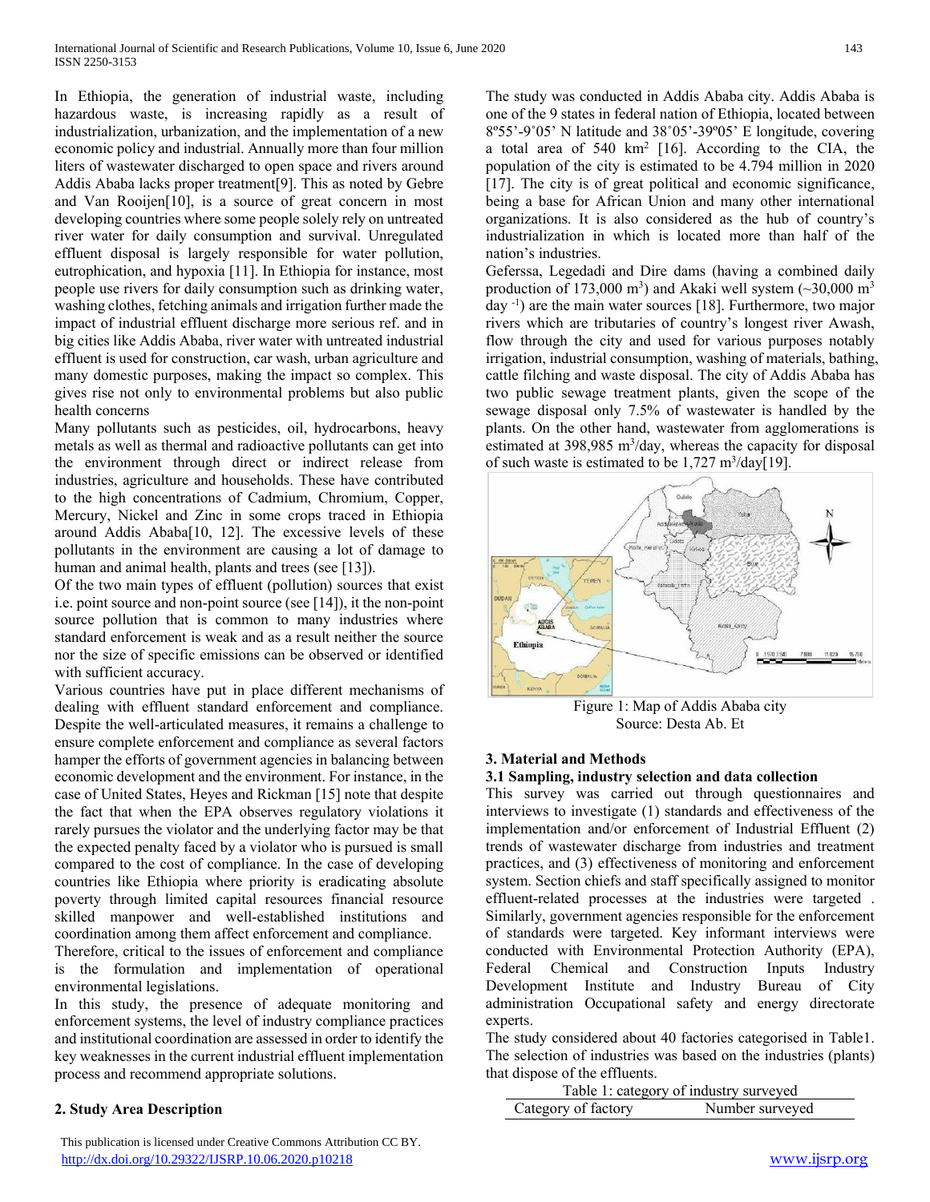In Ethiopia, the generation of industrial waste, including hazardous waste, is increasing rapidly as a result of industrialization, urbanization, and the implementation of a new economic policy and industrial. Annually more than four million liters of wastewater discharged to open space and rivers around Addis Ababa lacks proper treatment[9]. This as noted by Gebre and Van Rooijen[10], is a source of great concern in most developing countries where some people solely rely on untreated river water for daily consumption and survival. Unregulated effluent disposal is largely responsible for water pollution, eutrophication, and hypoxia [11]. In Ethiopia for instance, most people use rivers for daily consumption such as drinking water, washing clothes, fetching animals and irrigation further made the impact of industrial effluent discharge more serious ref. and in big cities like Addis Ababa, river water with untreated industrial effluent is used for construction, car wash, urban agriculture and many domestic purposes, making the impact so complex. This gives rise not only to environmental problems but also public health concerns

Many pollutants such as pesticides, oil, hydrocarbons, heavy metals as well as thermal and radioactive pollutants can get into the environment through direct or indirect release from industries, agriculture and households. These have contributed to the high concentrations of Cadmium, Chromium, Copper, Mercury, Nickel and Zinc in some crops traced in Ethiopia around Addis Ababa[10, 12]. The excessive levels of these pollutants in the environment are causing a lot of damage to human and animal health, plants and trees (see [13]).

Of the two main types of effluent (pollution) sources that exist i.e. point source and non-point source (see [14]), it the non-point source pollution that is common to many industries where standard enforcement is weak and as a result neither the source nor the size of specific emissions can be observed or identified with sufficient accuracy.

Various countries have put in place different mechanisms of dealing with effluent standard enforcement and compliance. Despite the well-articulated measures, it remains a challenge to ensure complete enforcement and compliance as several factors hamper the efforts of government agencies in balancing between economic development and the environment. For instance, in the case of United States, Heyes and Rickman [15] note that despite the fact that when the EPA observes regulatory violations it rarely pursues the violator and the underlying factor may be that the expected penalty faced by a violator who is pursued is small compared to the cost of compliance. In the case of developing countries like Ethiopia where priority is eradicating absolute poverty through limited capital resources financial resource skilled manpower and well-established institutions and coordination among them affect enforcement and compliance.

Therefore, critical to the issues of enforcement and compliance is the formulation and implementation of operational environmental legislations.

In this study, the presence of adequate monitoring and enforcement systems, the level of industry compliance practices and institutional coordination are assessed in order to identify the key weaknesses in the current industrial effluent implementation process and recommend appropriate solutions.

## 2. Study Area Description

The study was conducted in Addis Ababa city. Addis Ababa is one of the 9 states in federal nation of Ethiopia, located between 8º55'-9˚05' N latitude and 38˚05'-39º05' E longitude, covering a total area of 540 km² [16]. According to the CIA, the population of the city is estimated to be 4.794 million in 2020 [17]. The city is of great political and economic significance, being a base for African Union and many other international organizations. It is also considered as the hub of country's industrialization in which is located more than half of the nation's industries.

Geferssa, Legedadi and Dire dams (having a combined daily production of 173,000 $m^3$) and Akaki well system (~30,000 $m^3$ $day^{-1}$) are the main water sources [18]. Furthermore, two major rivers which are tributaries of country's longest river Awash, flow through the city and used for various purposes notably irrigation, industrial consumption, washing of materials, bathing, cattle filching and waste disposal. The city of Addis Ababa has two public sewage treatment plants, given the scope of the sewage disposal only 7.5% of wastewater is handled by the plants. On the other hand, wastewater from agglomerations is estimated at 398,985 $m^3$/day, whereas the capacity for disposal of such waste is estimated to be 1,727 $m^3$/day[19].

Figure 1: Map of Addis Ababa city
Source: Desta Ab. Et

## 3. Material and Methods

### 3.1 Sampling, industry selection and data collection

This survey was carried out through questionnaires and interviews to investigate (1) standards and effectiveness of the implementation and/or enforcement of Industrial Effluent (2) trends of wastewater discharge from industries and treatment practices, and (3) effectiveness of monitoring and enforcement system. Section chiefs and staff specifically assigned to monitor effluent-related processes at the industries were targeted . Similarly, government agencies responsible for the enforcement of standards were targeted. Key informant interviews were conducted with Environmental Protection Authority (EPA), Federal Chemical and Construction Inputs Industry Development Institute and Industry Bureau of City administration Occupational safety and energy directorate experts.

The study considered about 40 factories categorised in Table1. The selection of industries was based on the industries (plants) that dispose of the effluents.

Table 1: category of industry surveyed

| Category of factory | Number surveyed |
| --- | --- |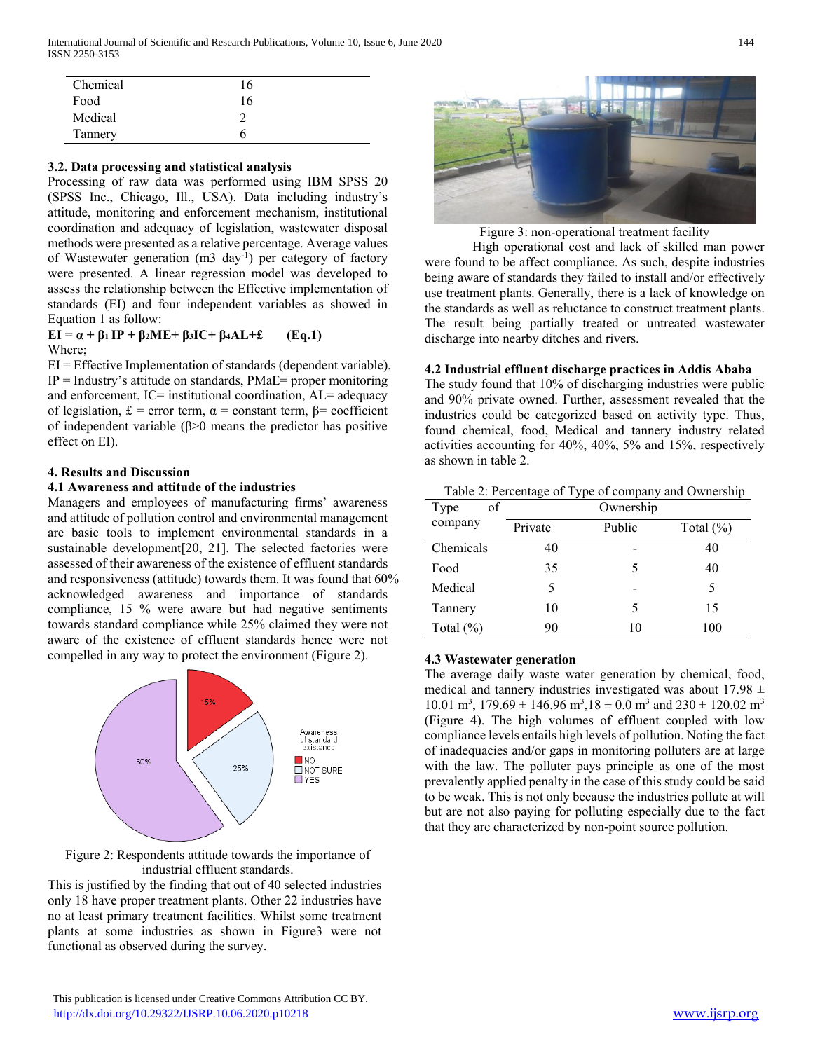| Chemical | 16 |
|---|---|
| Food | 16 |
| Medical | 2 |
| Tannery | 6 |

### 3.2. Data processing and statistical analysis

Processing of raw data was performed using IBM SPSS 20 (SPSS Inc., Chicago, Ill., USA). Data including industry's attitude, monitoring and enforcement mechanism, institutional coordination and adequacy of legislation, wastewater disposal methods were presented as a relative percentage. Average values of Wastewater generation (m3 day$^{-1}$) per category of factory were presented. A linear regression model was developed to assess the relationship between the Effective implementation of standards (EI) and four independent variables as showed in Equation 1 as follow:

$$EI = \alpha + \beta_1 IP + \beta_2 ME + \beta_3 IC + \beta_4 AL + £ \qquad \text{(Eq.1)}$$

Where;

EI = Effective Implementation of standards (dependent variable), IP = Industry's attitude on standards, PMaE= proper monitoring and enforcement, IC= institutional coordination, AL= adequacy of legislation, £ = error term, α = constant term, β= coefficient of independent variable (β>0 means the predictor has positive effect on EI).

## 4. Results and Discussion

### 4.1 Awareness and attitude of the industries

Managers and employees of manufacturing firms' awareness and attitude of pollution control and environmental management are basic tools to implement environmental standards in a sustainable development[20, 21]. The selected factories were assessed of their awareness of the existence of effluent standards and responsiveness (attitude) towards them. It was found that 60% acknowledged awareness and importance of standards compliance, 15 % were aware but had negative sentiments towards standard compliance while 25% claimed they were not aware of the existence of effluent standards hence were not compelled in any way to protect the environment (Figure 2).

Figure 2: Respondents attitude towards the importance of industrial effluent standards.

This is justified by the finding that out of 40 selected industries only 18 have proper treatment plants. Other 22 industries have no at least primary treatment facilities. Whilst some treatment plants at some industries as shown in Figure3 were not functional as observed during the survey.

Figure 3: non-operational treatment facility

High operational cost and lack of skilled man power were found to be affect compliance. As such, despite industries being aware of standards they failed to install and/or effectively use treatment plants. Generally, there is a lack of knowledge on the standards as well as reluctance to construct treatment plants. The result being partially treated or untreated wastewater discharge into nearby ditches and rivers.

### 4.2 Industrial effluent discharge practices in Addis Ababa

The study found that 10% of discharging industries were public and 90% private owned. Further, assessment revealed that the industries could be categorized based on activity type. Thus, found chemical, food, Medical and tannery industry related activities accounting for 40%, 40%, 5% and 15%, respectively as shown in table 2.

Table 2: Percentage of Type of company and Ownership

| Type of company | Ownership | | |
|---|---|---|---|
| | Private | Public | Total (%) |
| Chemicals | 40 | - | 40 |
| Food | 35 | 5 | 40 |
| Medical | 5 | - | 5 |
| Tannery | 10 | 5 | 15 |
| Total (%) | 90 | 10 | 100 |

### 4.3 Wastewater generation

The average daily waste water generation by chemical, food, medical and tannery industries investigated was about 17.98 ± 10.01 m$^3$, 179.69 ± 146.96 m$^3$,18 ± 0.0 m$^3$ and 230 ± 120.02 m$^3$ (Figure 4). The high volumes of effluent coupled with low compliance levels entails high levels of pollution. Noting the fact of inadequacies and/or gaps in monitoring polluters are at large with the law. The polluter pays principle as one of the most prevalently applied penalty in the case of this study could be said to be weak. This is not only because the industries pollute at will but are not also paying for polluting especially due to the fact that they are characterized by non-point source pollution.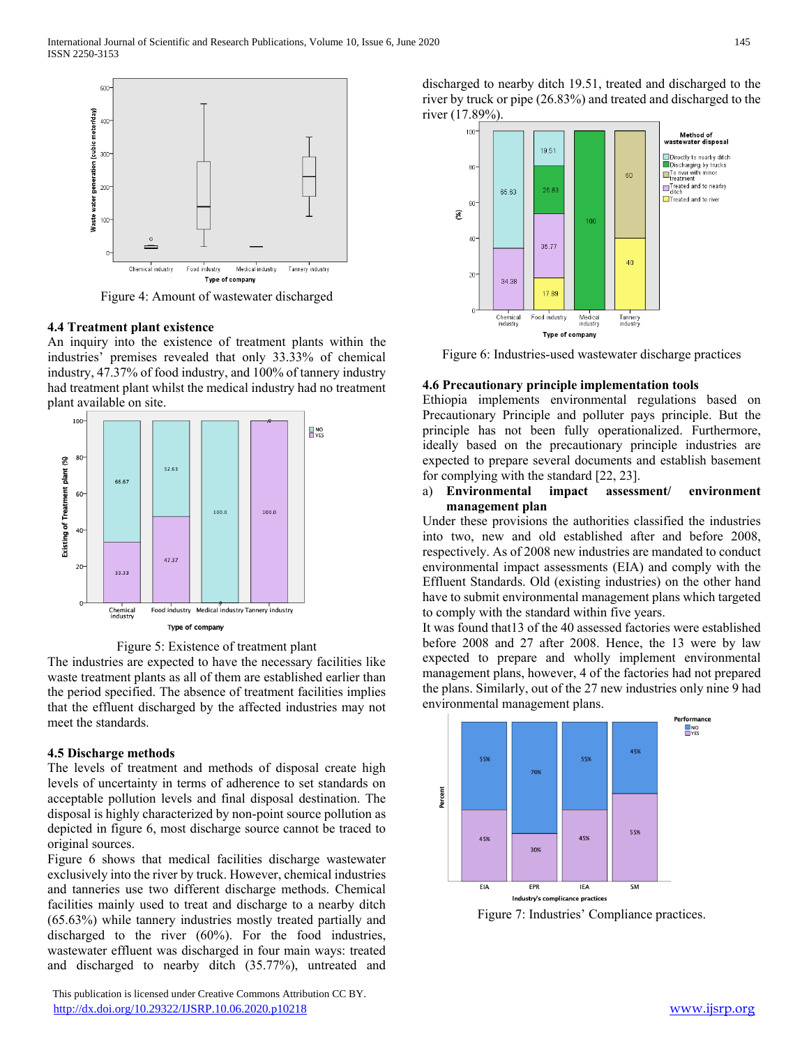Figure 4: Amount of wastewater discharged

### 4.4 Treatment plant existence

An inquiry into the existence of treatment plants within the industries' premises revealed that only 33.33% of chemical industry, 47.37% of food industry, and 100% of tannery industry had treatment plant whilst the medical industry had no treatment plant available on site.

Figure 5: Existence of treatment plant

The industries are expected to have the necessary facilities like waste treatment plants as all of them are established earlier than the period specified. The absence of treatment facilities implies that the effluent discharged by the affected industries may not meet the standards.

### 4.5 Discharge methods

The levels of treatment and methods of disposal create high levels of uncertainty in terms of adherence to set standards on acceptable pollution levels and final disposal destination. The disposal is highly characterized by non-point source pollution as depicted in figure 6, most discharge source cannot be traced to original sources.

Figure 6 shows that medical facilities discharge wastewater exclusively into the river by truck. However, chemical industries and tanneries use two different discharge methods. Chemical facilities mainly used to treat and discharge to a nearby ditch (65.63%) while tannery industries mostly treated partially and discharged to the river (60%). For the food industries, wastewater effluent was discharged in four main ways: treated and discharged to nearby ditch (35.77%), untreated and discharged to nearby ditch 19.51, treated and discharged to the river by truck or pipe (26.83%) and treated and discharged to the river (17.89%).

Figure 6: Industries-used wastewater discharge practices

### 4.6 Precautionary principle implementation tools

Ethiopia implements environmental regulations based on Precautionary Principle and polluter pays principle. But the principle has not been fully operationalized. Furthermore, ideally based on the precautionary principle industries are expected to prepare several documents and establish basement for complying with the standard [22, 23].

a) **Environmental impact assessment/ environment management plan**

Under these provisions the authorities classified the industries into two, new and old established after and before 2008, respectively. As of 2008 new industries are mandated to conduct environmental impact assessments (EIA) and comply with the Effluent Standards. Old (existing industries) on the other hand have to submit environmental management plans which targeted to comply with the standard within five years.

It was found that13 of the 40 assessed factories were established before 2008 and 27 after 2008. Hence, the 13 were by law expected to prepare and wholly implement environmental management plans, however, 4 of the factories had not prepared the plans. Similarly, out of the 27 new industries only nine 9 had environmental management plans.

Figure 7: Industries' Compliance practices.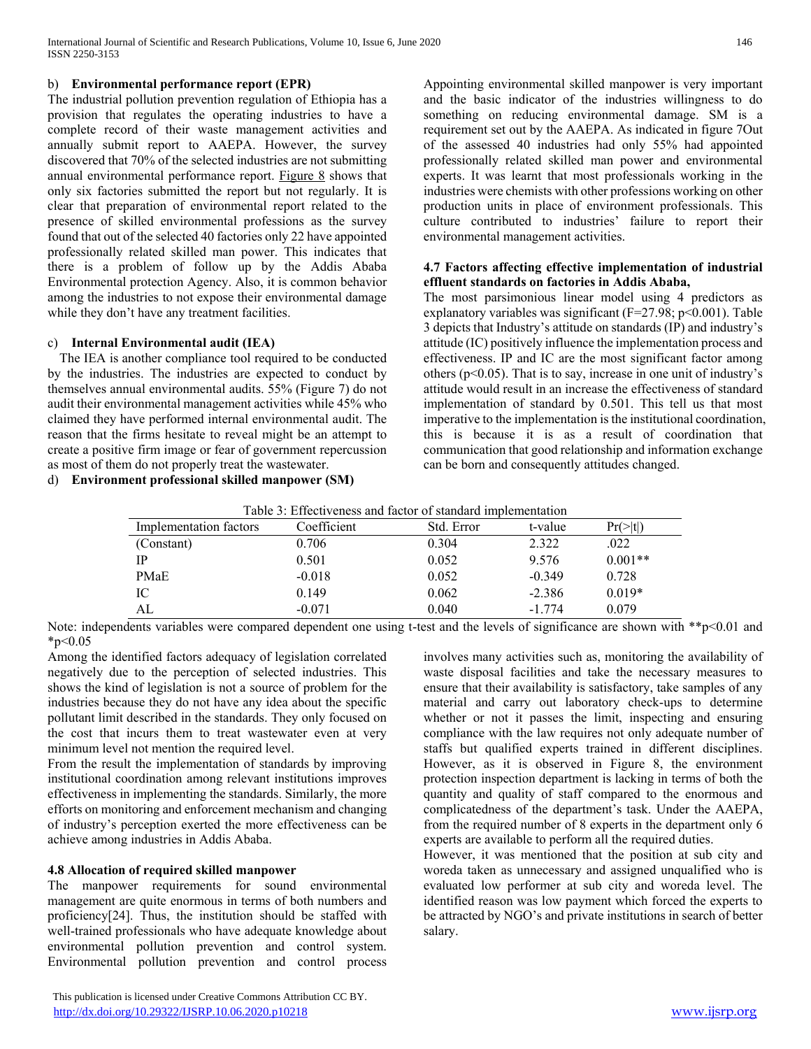b) **Environmental performance report (EPR)**

The industrial pollution prevention regulation of Ethiopia has a provision that regulates the operating industries to have a complete record of their waste management activities and annually submit report to AAEPA. However, the survey discovered that 70% of the selected industries are not submitting annual environmental performance report. Figure 8 shows that only six factories submitted the report but not regularly. It is clear that preparation of environmental report related to the presence of skilled environmental professions as the survey found that out of the selected 40 factories only 22 have appointed professionally related skilled man power. This indicates that there is a problem of follow up by the Addis Ababa Environmental protection Agency. Also, it is common behavior among the industries to not expose their environmental damage while they don't have any treatment facilities.

c) **Internal Environmental audit (IEA)**

The IEA is another compliance tool required to be conducted by the industries. The industries are expected to conduct by themselves annual environmental audits. 55% (Figure 7) do not audit their environmental management activities while 45% who claimed they have performed internal environmental audit. The reason that the firms hesitate to reveal might be an attempt to create a positive firm image or fear of government repercussion as most of them do not properly treat the wastewater.

d) **Environment professional skilled manpower (SM)**

Appointing environmental skilled manpower is very important and the basic indicator of the industries willingness to do something on reducing environmental damage. SM is a requirement set out by the AAEPA. As indicated in figure 7Out of the assessed 40 industries had only 55% had appointed professionally related skilled man power and environmental experts. It was learnt that most professionals working in the industries were chemists with other professions working on other production units in place of environment professionals. This culture contributed to industries' failure to report their environmental management activities.

#### 4.7 Factors affecting effective implementation of industrial effluent standards on factories in Addis Ababa,

The most parsimonious linear model using 4 predictors as explanatory variables was significant ($F=27.98$; $p<0.001$). Table 3 depicts that Industry's attitude on standards (IP) and industry's attitude (IC) positively influence the implementation process and effectiveness. IP and IC are the most significant factor among others ($p<0.05$). That is to say, increase in one unit of industry's attitude would result in an increase the effectiveness of standard implementation of standard by 0.501. This tell us that most imperative to the implementation is the institutional coordination, this is because it is as a result of coordination that communication that good relationship and information exchange can be born and consequently attitudes changed.

Table 3: Effectiveness and factor of standard implementation

| Implementation factors | Coefficient | Std. Error | t-value | Pr(>\|t\|) |
|---|---|---|---|---|
| (Constant) | 0.706 | 0.304 | 2.322 | .022 |
| IP | 0.501 | 0.052 | 9.576 | 0.001** |
| PMaE | -0.018 | 0.052 | -0.349 | 0.728 |
| IC | 0.149 | 0.062 | -2.386 | 0.019* |
| AL | -0.071 | 0.040 | -1.774 | 0.079 |

Note: independents variables were compared dependent one using t-test and the levels of significance are shown with **$p<0.01$ and *$p<0.05$

Among the identified factors adequacy of legislation correlated negatively due to the perception of selected industries. This shows the kind of legislation is not a source of problem for the industries because they do not have any idea about the specific pollutant limit described in the standards. They only focused on the cost that incurs them to treat wastewater even at very minimum level not mention the required level.

From the result the implementation of standards by improving institutional coordination among relevant institutions improves effectiveness in implementing the standards. Similarly, the more efforts on monitoring and enforcement mechanism and changing of industry's perception exerted the more effectiveness can be achieve among industries in Addis Ababa.

#### 4.8 Allocation of required skilled manpower

The manpower requirements for sound environmental management are quite enormous in terms of both numbers and proficiency[24]. Thus, the institution should be staffed with well-trained professionals who have adequate knowledge about environmental pollution prevention and control system. Environmental pollution prevention and control process involves many activities such as, monitoring the availability of waste disposal facilities and take the necessary measures to ensure that their availability is satisfactory, take samples of any material and carry out laboratory check-ups to determine whether or not it passes the limit, inspecting and ensuring compliance with the law requires not only adequate number of staffs but qualified experts trained in different disciplines. However, as it is observed in Figure 8, the environment protection inspection department is lacking in terms of both the quantity and quality of staff compared to the enormous and complicatedness of the department's task. Under the AAEPA, from the required number of 8 experts in the department only 6 experts are available to perform all the required duties.

However, it was mentioned that the position at sub city and woreda taken as unnecessary and assigned unqualified who is evaluated low performer at sub city and woreda level. The identified reason was low payment which forced the experts to be attracted by NGO's and private institutions in search of better salary.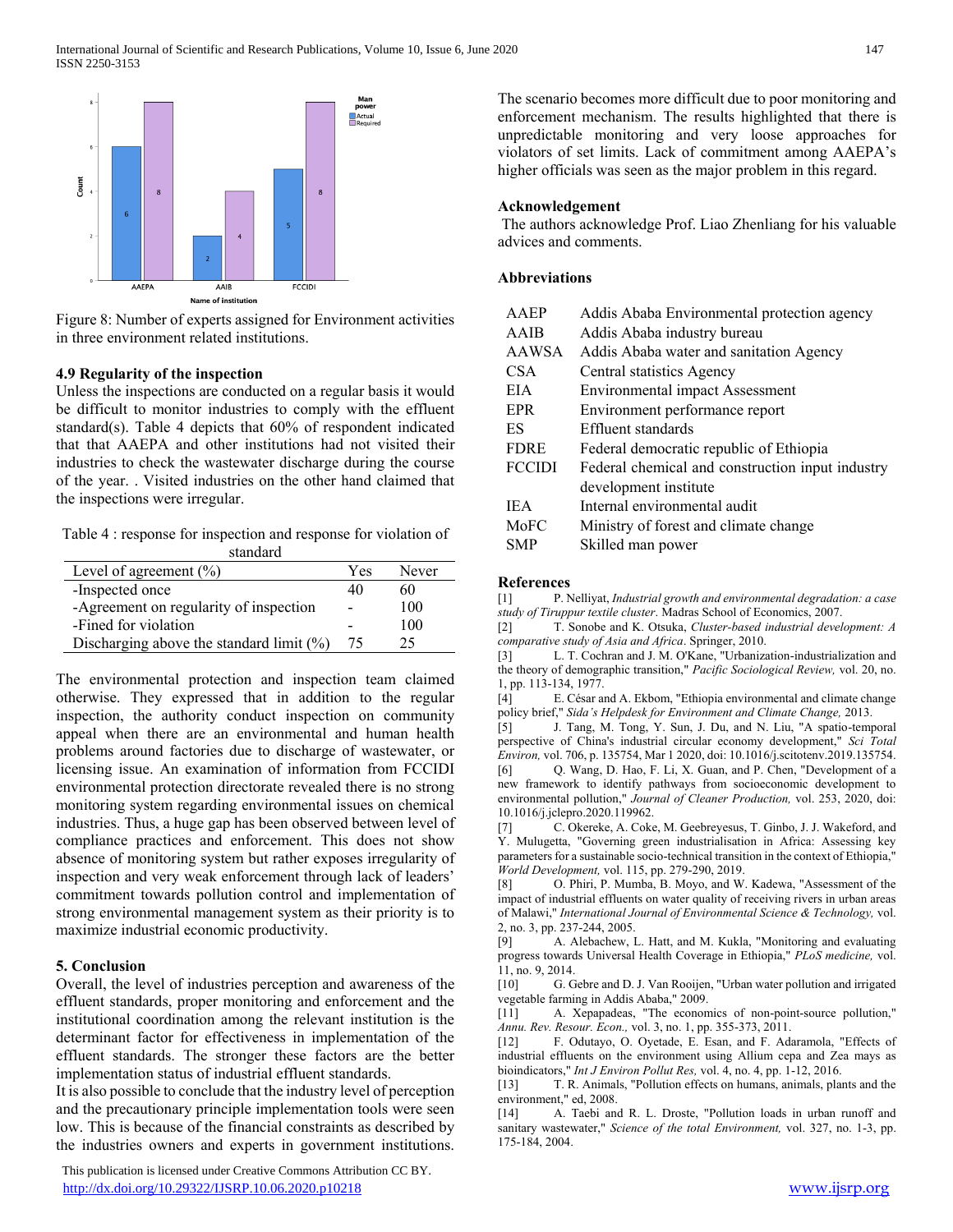Figure 8: Number of experts assigned for Environment activities in three environment related institutions.

### 4.9 Regularity of the inspection

Unless the inspections are conducted on a regular basis it would be difficult to monitor industries to comply with the effluent standard(s). Table 4 depicts that 60% of respondent indicated that that AAEPA and other institutions had not visited their industries to check the wastewater discharge during the course of the year. . Visited industries on the other hand claimed that the inspections were irregular.

Table 4 : response for inspection and response for violation of standard

| Level of agreement (%) | Yes | Never |
|---|---|---|
| -Inspected once | 40 | 60 |
| -Agreement on regularity of inspection | - | 100 |
| -Fined for violation | - | 100 |
| Discharging above the standard limit (%) | 75 | 25 |

The environmental protection and inspection team claimed otherwise. They expressed that in addition to the regular inspection, the authority conduct inspection on community appeal when there are an environmental and human health problems around factories due to discharge of wastewater, or licensing issue. An examination of information from FCCIDI environmental protection directorate revealed there is no strong monitoring system regarding environmental issues on chemical industries. Thus, a huge gap has been observed between level of compliance practices and enforcement. This does not show absence of monitoring system but rather exposes irregularity of inspection and very weak enforcement through lack of leaders' commitment towards pollution control and implementation of strong environmental management system as their priority is to maximize industrial economic productivity.

## 5. Conclusion

Overall, the level of industries perception and awareness of the effluent standards, proper monitoring and enforcement and the institutional coordination among the relevant institution is the determinant factor for effectiveness in implementation of the effluent standards. The stronger these factors are the better implementation status of industrial effluent standards.

It is also possible to conclude that the industry level of perception and the precautionary principle implementation tools were seen low. This is because of the financial constraints as described by the industries owners and experts in government institutions. The scenario becomes more difficult due to poor monitoring and enforcement mechanism. The results highlighted that there is unpredictable monitoring and very loose approaches for violators of set limits. Lack of commitment among AAEPA's higher officials was seen as the major problem in this regard.

### Acknowledgement

The authors acknowledge Prof. Liao Zhenliang for his valuable advices and comments.

### Abbreviations

| | |
|---|---|
| AAEP | Addis Ababa Environmental protection agency |
| AAIB | Addis Ababa industry bureau |
| AAWSA | Addis Ababa water and sanitation Agency |
| CSA | Central statistics Agency |
| EIA | Environmental impact Assessment |
| EPR | Environment performance report |
| ES | Effluent standards |
| FDRE | Federal democratic republic of Ethiopia |
| FCCIDI | Federal chemical and construction input industry development institute |
| IEA | Internal environmental audit |
| MoFC | Ministry of forest and climate change |
| SMP | Skilled man power |

### References

[1] P. Nelliyat, *Industrial growth and environmental degradation: a case study of Tiruppur textile cluster*. Madras School of Economics, 2007.

[2] T. Sonobe and K. Otsuka, *Cluster-based industrial development: A comparative study of Asia and Africa*. Springer, 2010.

[3] L. T. Cochran and J. M. O'Kane, "Urbanization-industrialization and the theory of demographic transition," *Pacific Sociological Review,* vol. 20, no. 1, pp. 113-134, 1977.

[4] E. César and A. Ekbom, "Ethiopia environmental and climate change policy brief," *Sida's Helpdesk for Environment and Climate Change,* 2013.

[5] J. Tang, M. Tong, Y. Sun, J. Du, and N. Liu, "A spatio-temporal perspective of China's industrial circular economy development," *Sci Total Environ,* vol. 706, p. 135754, Mar 1 2020, doi: 10.1016/j.scitotenv.2019.135754.

[6] Q. Wang, D. Hao, F. Li, X. Guan, and P. Chen, "Development of a new framework to identify pathways from socioeconomic development to environmental pollution," *Journal of Cleaner Production,* vol. 253, 2020, doi: 10.1016/j.jclepro.2020.119962.

[7] C. Okereke, A. Coke, M. Geebreyesus, T. Ginbo, J. J. Wakeford, and Y. Mulugetta, "Governing green industrialisation in Africa: Assessing key parameters for a sustainable socio-technical transition in the context of Ethiopia," *World Development,* vol. 115, pp. 279-290, 2019.

[8] O. Phiri, P. Mumba, B. Moyo, and W. Kadewa, "Assessment of the impact of industrial effluents on water quality of receiving rivers in urban areas of Malawi," *International Journal of Environmental Science & Technology,* vol. 2, no. 3, pp. 237-244, 2005.

[9] A. Alebachew, L. Hatt, and M. Kukla, "Monitoring and evaluating progress towards Universal Health Coverage in Ethiopia," *PLoS medicine,* vol. 11, no. 9, 2014.

[10] G. Gebre and D. J. Van Rooijen, "Urban water pollution and irrigated vegetable farming in Addis Ababa," 2009.

[11] A. Xepapadeas, "The economics of non-point-source pollution," *Annu. Rev. Resour. Econ.,* vol. 3, no. 1, pp. 355-373, 2011.

[12] F. Odutayo, O. Oyetade, E. Esan, and F. Adaramola, "Effects of industrial effluents on the environment using Allium cepa and Zea mays as bioindicators," *Int J Environ Pollut Res,* vol. 4, no. 4, pp. 1-12, 2016.

[13] T. R. Animals, "Pollution effects on humans, animals, plants and the environment," ed, 2008.

[14] A. Taebi and R. L. Droste, "Pollution loads in urban runoff and sanitary wastewater," *Science of the total Environment,* vol. 327, no. 1-3, pp. 175-184, 2004.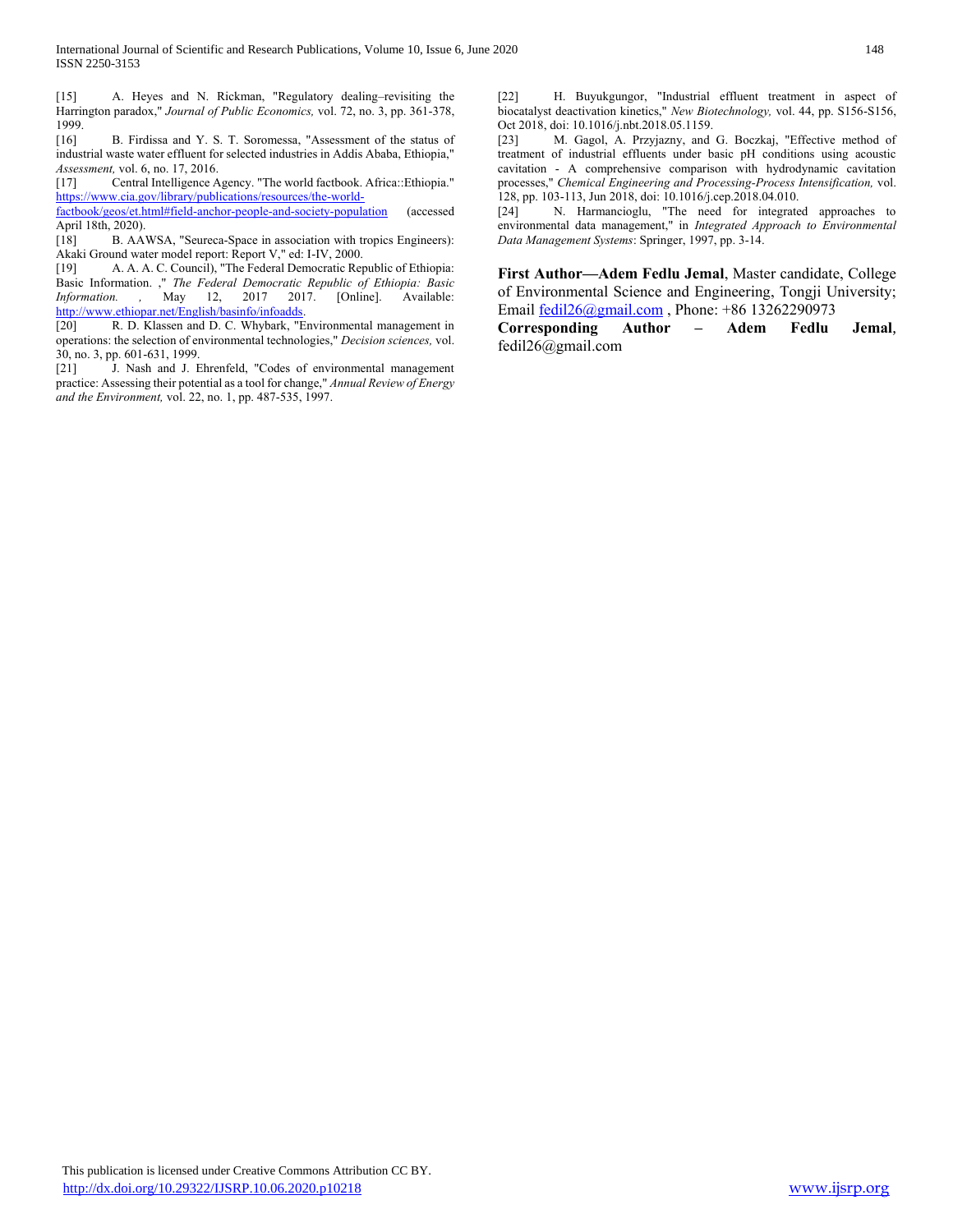[15] A. Heyes and N. Rickman, "Regulatory dealing–revisiting the Harrington paradox," *Journal of Public Economics,* vol. 72, no. 3, pp. 361-378, 1999.

[16] B. Firdissa and Y. S. T. Soromessa, "Assessment of the status of industrial waste water effluent for selected industries in Addis Ababa, Ethiopia," *Assessment,* vol. 6, no. 17, 2016.

[17] Central Intelligence Agency. "The world factbook. Africa::Ethiopia." https://www.cia.gov/library/publications/resources/the-world-factbook/geos/et.html#field-anchor-people-and-society-population (accessed April 18th, 2020).

[18] B. AAWSA, "Seureca-Space in association with tropics Engineers): Akaki Ground water model report: Report V," ed: I-IV, 2000.

[19] A. A. A. C. Council), "The Federal Democratic Republic of Ethiopia: Basic Information. ," *The Federal Democratic Republic of Ethiopia: Basic Information. ,* May 12, 2017 2017. [Online]. Available: http://www.ethiopar.net/English/basinfo/infoadds.

[20] R. D. Klassen and D. C. Whybark, "Environmental management in operations: the selection of environmental technologies," *Decision sciences,* vol. 30, no. 3, pp. 601-631, 1999.

[21] J. Nash and J. Ehrenfeld, "Codes of environmental management practice: Assessing their potential as a tool for change," *Annual Review of Energy and the Environment,* vol. 22, no. 1, pp. 487-535, 1997.

[22] H. Buyukgungor, "Industrial effluent treatment in aspect of biocatalyst deactivation kinetics," *New Biotechnology,* vol. 44, pp. S156-S156, Oct 2018, doi: 10.1016/j.nbt.2018.05.1159.

[23] M. Gagol, A. Przyjazny, and G. Boczkaj, "Effective method of treatment of industrial effluents under basic pH conditions using acoustic cavitation - A comprehensive comparison with hydrodynamic cavitation processes," *Chemical Engineering and Processing-Process Intensification,* vol. 128, pp. 103-113, Jun 2018, doi: 10.1016/j.cep.2018.04.010.

[24] N. Harmancioglu, "The need for integrated approaches to environmental data management," in *Integrated Approach to Environmental Data Management Systems*: Springer, 1997, pp. 3-14.

**First Author—Adem Fedlu Jemal**, Master candidate, College of Environmental Science and Engineering, Tongji University; Email fedil26@gmail.com , Phone: +86 13262290973

**Corresponding Author – Adem Fedlu Jemal**, fedil26@gmail.com